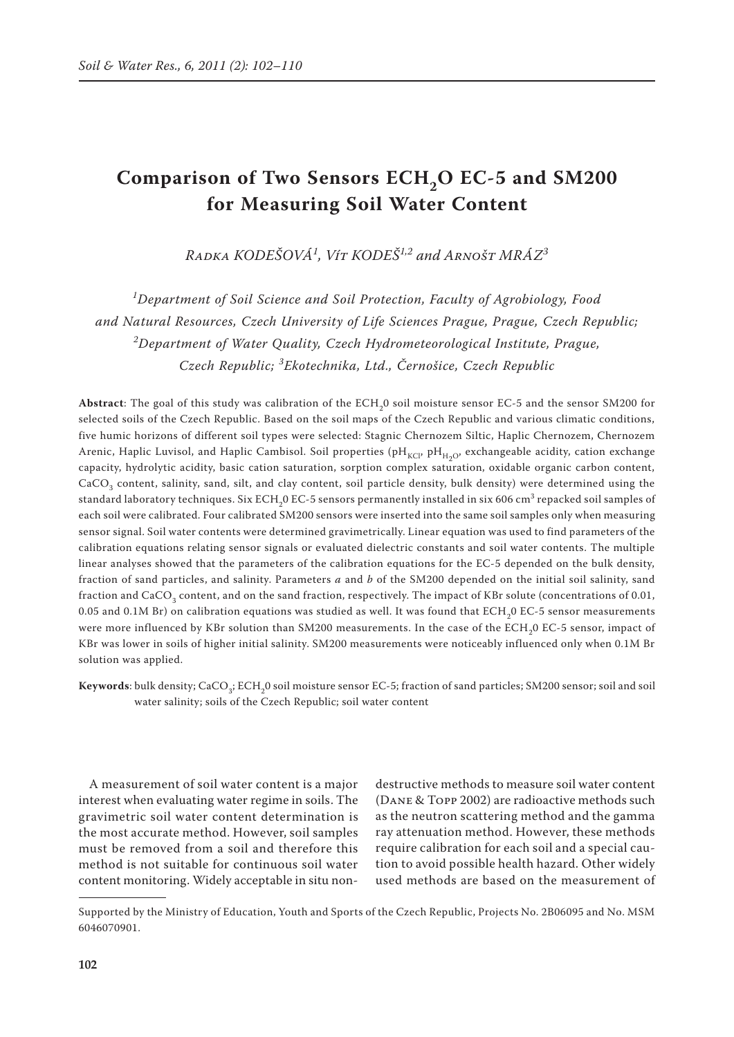# Comparison of Two Sensors $ECH_2O$ EC-5 and SM200 for Measuring Soil Water Content

*Radka KODEŠOVÁ[1], Vít KODEŠ[1,2] and Arnošt MRÁZ[3]*

*[1]Department of Soil Science and Soil Protection, Faculty of Agrobiology, Food and Natural Resources, Czech University of Life Sciences Prague, Prague, Czech Republic; [2]Department of Water Quality, Czech Hydrometeorological Institute, Prague, Czech Republic; [3]Ekotechnika, Ltd., Černošice, Czech Republic*

**Abstract**: The goal of this study was calibration of the $ECH_20$ soil moisture sensor EC-5 and the sensor SM200 for selected soils of the Czech Republic. Based on the soil maps of the Czech Republic and various climatic conditions, five humic horizons of different soil types were selected: Stagnic Chernozem Siltic, Haplic Chernozem, Chernozem Arenic, Haplic Luvisol, and Haplic Cambisol. Soil properties ($pH_{KCl}$, $pH_{H_2O}$, exchangeable acidity, cation exchange capacity, hydrolytic acidity, basic cation saturation, sorption complex saturation, oxidable organic carbon content, $CaCO_3$ content, salinity, sand, silt, and clay content, soil particle density, bulk density) were determined using the standard laboratory techniques. Six $ECH_20$ EC-5 sensors permanently installed in six 606 $cm^3$ repacked soil samples of each soil were calibrated. Four calibrated SM200 sensors were inserted into the same soil samples only when measuring sensor signal. Soil water contents were determined gravimetrically. Linear equation was used to find parameters of the calibration equations relating sensor signals or evaluated dielectric constants and soil water contents. The multiple linear analyses showed that the parameters of the calibration equations for the EC-5 depended on the bulk density, fraction of sand particles, and salinity. Parameters *a* and *b* of the SM200 depended on the initial soil salinity, sand fraction and $CaCO_3$ content, and on the sand fraction, respectively. The impact of KBr solute (concentrations of 0.01, 0.05 and 0.1M Br) on calibration equations was studied as well. It was found that $ECH_20$ EC-5 sensor measurements were more influenced by KBr solution than SM200 measurements. In the case of the $ECH_20$ EC-5 sensor, impact of KBr was lower in soils of higher initial salinity. SM200 measurements were noticeably influenced only when 0.1M Br solution was applied.

**Keywords**: bulk density; $CaCO_3$; $ECH_20$ soil moisture sensor EC-5; fraction of sand particles; SM200 sensor; soil and soil water salinity; soils of the Czech Republic; soil water content

A measurement of soil water content is a major interest when evaluating water regime in soils. The gravimetric soil water content determination is the most accurate method. However, soil samples must be removed from a soil and therefore this method is not suitable for continuous soil water content monitoring. Widely acceptable in situ non-destructive methods to measure soil water content (Dane & Topp 2002) are radioactive methods such as the neutron scattering method and the gamma ray attenuation method. However, these methods require calibration for each soil and a special caution to avoid possible health hazard. Other widely used methods are based on the measurement of

Supported by the Ministry of Education, Youth and Sports of the Czech Republic, Projects No. 2B06095 and No. MSM 6046070901.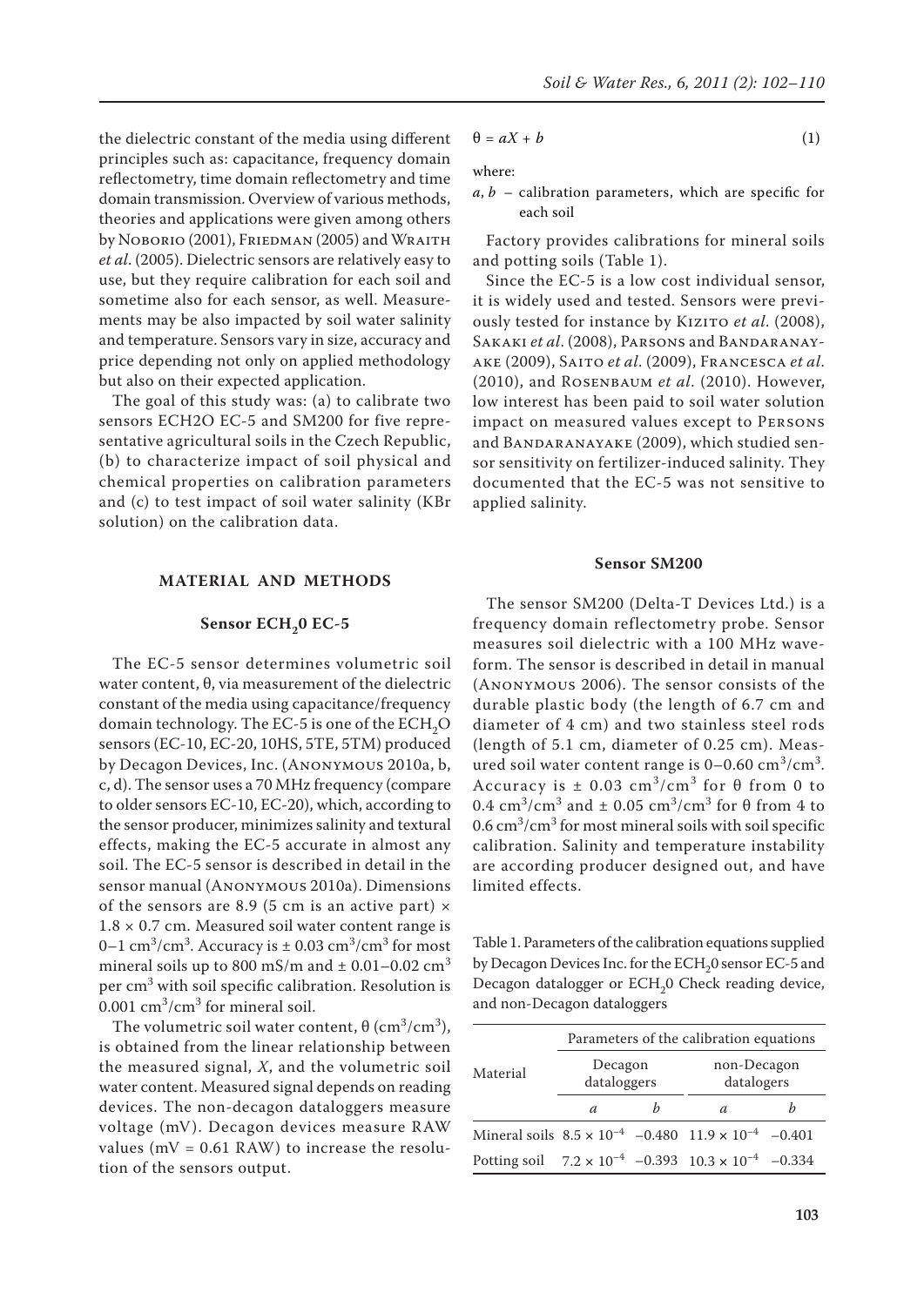the dielectric constant of the media using different principles such as: capacitance, frequency domain reflectometry, time domain reflectometry and time domain transmission. Overview of various methods, theories and applications were given among others by Noborio (2001), Friedman (2005) and Wraith *et al*. (2005). Dielectric sensors are relatively easy to use, but they require calibration for each soil and sometime also for each sensor, as well. Measurements may be also impacted by soil water salinity and temperature. Sensors vary in size, accuracy and price depending not only on applied methodology but also on their expected application.

The goal of this study was: (a) to calibrate two sensors ECH2O EC-5 and SM200 for five representative agricultural soils in the Czech Republic, (b) to characterize impact of soil physical and chemical properties on calibration parameters and (c) to test impact of soil water salinity (KBr solution) on the calibration data.

## MATERIAL AND METHODS

### Sensor $ECH_20$ EC-5

The EC-5 sensor determines volumetric soil water content, θ, via measurement of the dielectric constant of the media using capacitance/frequency domain technology. The EC-5 is one of the $ECH_2O$ sensors (EC-10, EC-20, 10HS, 5TE, 5TM) produced by Decagon Devices, Inc. (Anonymous 2010a, b, c, d). The sensor uses a 70 MHz frequency (compare to older sensors EC-10, EC-20), which, according to the sensor producer, minimizes salinity and textural effects, making the EC-5 accurate in almost any soil. The EC-5 sensor is described in detail in the sensor manual (Anonymous 2010a). Dimensions of the sensors are 8.9 (5 cm is an active part) × 1.8 × 0.7 cm. Measured soil water content range is 0–1 $cm^3/cm^3$. Accuracy is ± 0.03 $cm^3/cm^3$ for most mineral soils up to 800 mS/m and ± 0.01–0.02 $cm^3$ per $cm^3$ with soil specific calibration. Resolution is 0.001 $cm^3/cm^3$ for mineral soil.

The volumetric soil water content, θ ($cm^3/cm^3$), is obtained from the linear relationship between the measured signal, *X*, and the volumetric soil water content. Measured signal depends on reading devices. The non-decagon dataloggers measure voltage (mV). Decagon devices measure RAW values (mV = 0.61 RAW) to increase the resolution of the sensors output.

$$\theta = aX + b \qquad (1)$$

where:

*a*, *b* – calibration parameters, which are specific for each soil

Factory provides calibrations for mineral soils and potting soils (Table 1).

Since the EC-5 is a low cost individual sensor, it is widely used and tested. Sensors were previously tested for instance by Kizito *et al*. (2008), Sakaki *et al*. (2008), Parsons and Bandaranayake (2009), Saito *et al*. (2009), Francesca *et al*. (2010), and Rosenbaum *et al*. (2010). However, low interest has been paid to soil water solution impact on measured values except to Persons and Bandaranayake (2009), which studied sensor sensitivity on fertilizer-induced salinity. They documented that the EC-5 was not sensitive to applied salinity.

### Sensor SM200

The sensor SM200 (Delta-T Devices Ltd.) is a frequency domain reflectometry probe. Sensor measures soil dielectric with a 100 MHz waveform. The sensor is described in detail in manual (Anonymous 2006). The sensor consists of the durable plastic body (the length of 6.7 cm and diameter of 4 cm) and two stainless steel rods (length of 5.1 cm, diameter of 0.25 cm). Measured soil water content range is 0–0.60 $cm^3/cm^3$. Accuracy is ± 0.03 $cm^3/cm^3$ for θ from 0 to 0.4 $cm^3/cm^3$ and ± 0.05 $cm^3/cm^3$ for θ from 4 to 0.6 $cm^3/cm^3$ for most mineral soils with soil specific calibration. Salinity and temperature instability are according producer designed out, and have limited effects.

Table 1. Parameters of the calibration equations supplied by Decagon Devices Inc. for the $ECH_20$ sensor EC-5 and Decagon datalogger or $ECH_20$ Check reading device, and non-Decagon dataloggers

| Material | Parameters of the calibration equations | | | |
|---|---|---|---|---|
| | Decagon dataloggers | | non-Decagon dataloggers | |
| | *a* | *b* | *a* | *b* |
| Mineral soils | $8.5 \times 10^{-4}$ | –0.480 | $11.9 \times 10^{-4}$ | –0.401 |
| Potting soil | $7.2 \times 10^{-4}$ | –0.393 | $10.3 \times 10^{-4}$ | –0.334 |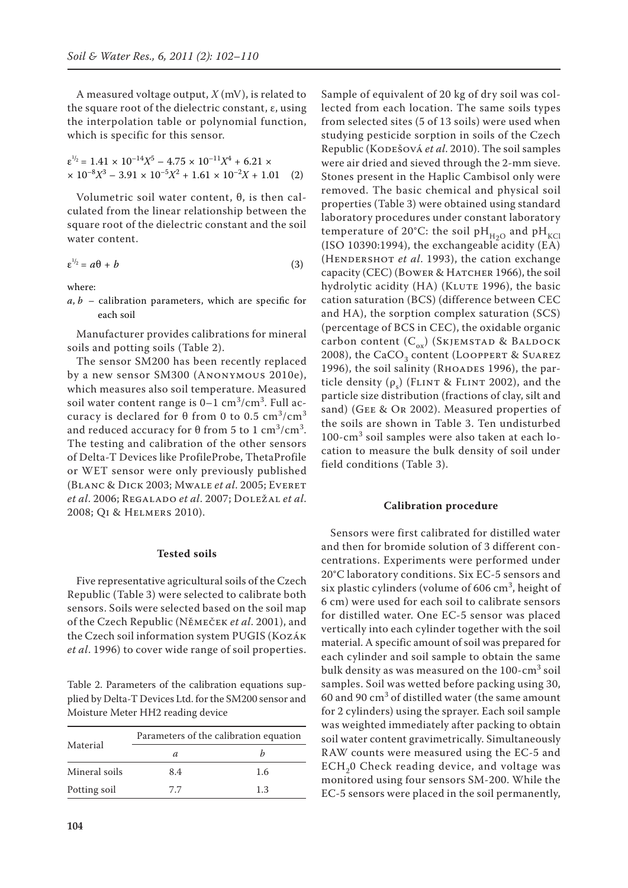A measured voltage output, $X$ (mV), is related to the square root of the dielectric constant, ε, using the interpolation table or polynomial function, which is specific for this sensor.

$$\varepsilon^{1/2} = 1.41 \times 10^{-14}X^5 - 4.75 \times 10^{-11}X^4 + 6.21 \times \times 10^{-8}X^3 - 3.91 \times 10^{-5}X^2 + 1.61 \times 10^{-2}X + 1.01 \quad (2)$$

Volumetric soil water content, θ, is then calculated from the linear relationship between the square root of the dielectric constant and the soil water content.

$$\varepsilon^{1/2} = a\theta + b \quad (3)$$

where:

$a$, $b$ – calibration parameters, which are specific for each soil

Manufacturer provides calibrations for mineral soils and potting soils (Table 2).

The sensor SM200 has been recently replaced by a new sensor SM300 (Anonymous 2010e), which measures also soil temperature. Measured soil water content range is 0–1 $cm^3/cm^3$. Full accuracy is declared for θ from 0 to 0.5 $cm^3/cm^3$ and reduced accuracy for θ from 5 to 1 $cm^3/cm^3$. The testing and calibration of the other sensors of Delta-T Devices like ProfileProbe, ThetaProfile or WET sensor were only previously published (Blanc & Dick 2003; Mwale *et al.* 2005; Everet *et al.* 2006; Regalado *et al.* 2007; Doležal *et al.* 2008; Qi & Helmers 2010).

## Tested soils

Five representative agricultural soils of the Czech Republic (Table 3) were selected to calibrate both sensors. Soils were selected based on the soil map of the Czech Republic (Němeček *et al.* 2001), and the Czech soil information system PUGIS (Kozák *et al.* 1996) to cover wide range of soil properties.

Table 2. Parameters of the calibration equations supplied by Delta-T Devices Ltd. for the SM200 sensor and Moisture Meter HH2 reading device

| Material | Parameters of the calibration equation | |
|---|---|---|
| | *a* | *b* |
| Mineral soils | 8.4 | 1.6 |
| Potting soil | 7.7 | 1.3 |

Sample of equivalent of 20 kg of dry soil was collected from each location. The same soils types from selected sites (5 of 13 soils) were used when studying pesticide sorption in soils of the Czech Republic (Kodešová *et al.* 2010). The soil samples were air dried and sieved through the 2-mm sieve. Stones present in the Haplic Cambisol only were removed. The basic chemical and physical soil properties (Table 3) were obtained using standard laboratory procedures under constant laboratory temperature of 20°C: the soil $pH_{H_2O}$ and $pH_{KCl}$ (ISO 10390:1994), the exchangeable acidity (EA) (Hendershot *et al.* 1993), the cation exchange capacity (CEC) (Bower & Hatcher 1966), the soil hydrolytic acidity (HA) (Klute 1996), the basic cation saturation (BCS) (difference between CEC and HA), the sorption complex saturation (SCS) (percentage of BCS in CEC), the oxidable organic carbon content ($C_{ox}$) (Skjemstad & Baldock 2008), the $CaCO_3$ content (Loppert & Suarez 1996), the soil salinity (Rhoades 1996), the particle density ($\rho_s$) (Flint & Flint 2002), and the particle size distribution (fractions of clay, silt and sand) (Gee & Or 2002). Measured properties of the soils are shown in Table 3. Ten undisturbed 100-$cm^3$ soil samples were also taken at each location to measure the bulk density of soil under field conditions (Table 3).

## Calibration procedure

Sensors were first calibrated for distilled water and then for bromide solution of 3 different concentrations. Experiments were performed under 20°C laboratory conditions. Six EC-5 sensors and six plastic cylinders (volume of 606 $cm^3$, height of 6 cm) were used for each soil to calibrate sensors for distilled water. One EC-5 sensor was placed vertically into each cylinder together with the soil material. A specific amount of soil was prepared for each cylinder and soil sample to obtain the same bulk density as was measured on the 100-$cm^3$ soil samples. Soil was wetted before packing using 30, 60 and 90 $cm^3$ of distilled water (the same amount for 2 cylinders) using the sprayer. Each soil sample was weighted immediately after packing to obtain soil water content gravimetrically. Simultaneously RAW counts were measured using the EC-5 and $ECH_20$ Check reading device, and voltage was monitored using four sensors SM-200. While the EC-5 sensors were placed in the soil permanently,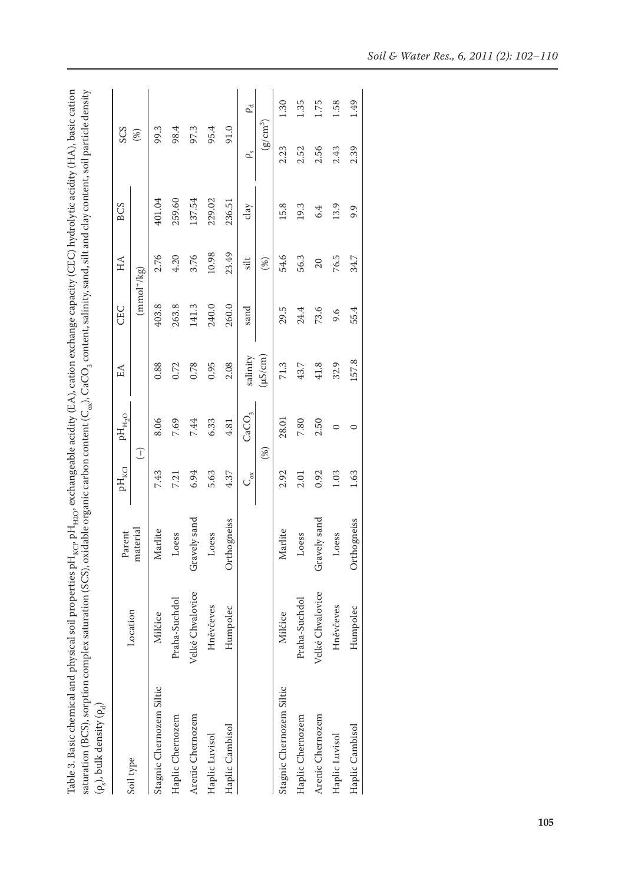Table 3. Basic chemical and physical soil properties $pH_{KCl}$, $pH_{H_2O}$, exchangeable acidity (EA), cation exchange capacity (CEC) hydrolytic acidity (HA), basic cation saturation (BCS), sorption complex saturation (SCS), oxidable organic carbon content ($C_{ox}$), $CaCO_3$ content, salinity, sand, silt and clay content, soil particle density ($\rho_s$), bulk density ($\rho_d$)

| Soil type | Location | Parent material | $pH_{KCl}$ | $pH_{H_2O}$ | EA | CEC | HA | BCS | SCS |
|---|---|---|---|---|---|---|---|---|---|
| | | | (–) | | | (mmol⁺/kg) | | | (%) |
| Stagnic Chernozem Siltic | Milčice | Marlite | 7.43 | 8.06 | 0.88 | 403.8 | 2.76 | 401.04 | 99.3 |
| Haplic Chernozem | Praha-Suchdol | Loess | 7.21 | 7.69 | 0.72 | 263.8 | 4.20 | 259.60 | 98.4 |
| Arenic Chernozem | Velké Chvalovice | Gravely sand | 6.94 | 7.44 | 0.78 | 141.3 | 3.76 | 137.54 | 97.3 |
| Haplic Luvisol | Hněvčeves | Loess | 5.63 | 6.33 | 0.95 | 240.0 | 10.98 | 229.02 | 95.4 |
| Haplic Cambisol | Humpolec | Orthogneiss | 4.37 | 4.81 | 2.08 | 260.0 | 23.49 | 236.51 | 91.0 |
| | | | $C_{ox}$ | $CaCO_3$ | salinity | sand | silt | clay | $\rho_s$ | $\rho_d$ |
| | | | (%) | | (µS/cm) | | (%) | | ($g/cm^3$) | |
| Stagnic Chernozem Siltic | Milčice | Marlite | 2.92 | 28.01 | 71.3 | 29.5 | 54.6 | 15.8 | 2.23 | 1.30 |
| Haplic Chernozem | Praha-Suchdol | Loess | 2.01 | 7.80 | 43.7 | 24.4 | 56.3 | 19.3 | 2.52 | 1.35 |
| Arenic Chernozem | Velké Chvalovice | Gravely sand | 0.92 | 2.50 | 41.8 | 73.6 | 20 | 6.4 | 2.56 | 1.75 |
| Haplic Luvisol | Hněvčeves | Loess | 1.03 | 0 | 32.9 | 9.6 | 76.5 | 13.9 | 2.43 | 1.58 |
| Haplic Cambisol | Humpolec | Orthogneiss | 1.63 | 0 | 157.8 | 55.4 | 34.7 | 9.9 | 2.39 | 1.49 |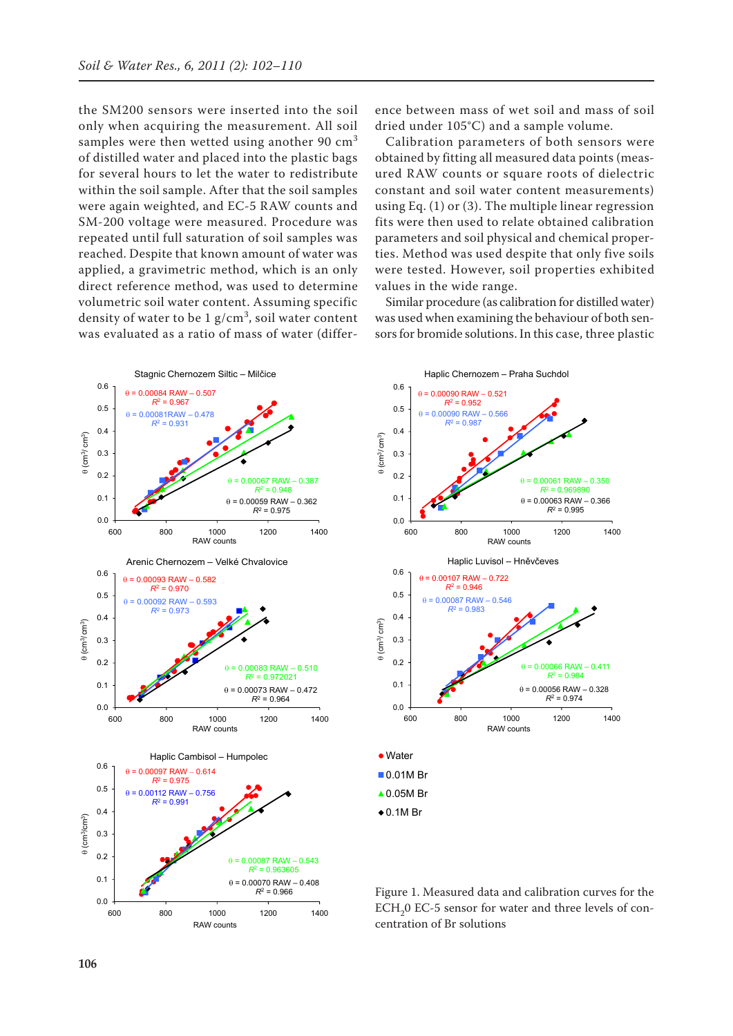the SM200 sensors were inserted into the soil only when acquiring the measurement. All soil samples were then wetted using another 90 $cm^3$ of distilled water and placed into the plastic bags for several hours to let the water to redistribute within the soil sample. After that the soil samples were again weighted, and EC-5 RAW counts and SM-200 voltage were measured. Procedure was repeated until full saturation of soil samples was reached. Despite that known amount of water was applied, a gravimetric method, which is an only direct reference method, was used to determine volumetric soil water content. Assuming specific density of water to be 1 $g/cm^3$, soil water content was evaluated as a ratio of mass of water (difference between mass of wet soil and mass of soil dried under 105°C) and a sample volume.

Calibration parameters of both sensors were obtained by fitting all measured data points (measured RAW counts or square roots of dielectric constant and soil water content measurements) using Eq. (1) or (3). The multiple linear regression fits were then used to relate obtained calibration parameters and soil physical and chemical properties. Method was used despite that only five soils were tested. However, soil properties exhibited values in the wide range.

Similar procedure (as calibration for distilled water) was used when examining the behaviour of both sensors for bromide solutions. In this case, three plastic

Stagnic Chernozem Siltic – Milčice

θ = 0.00084 RAW – 0.507
$R^2$ = 0.967
θ = 0.00081RAW – 0.478
$R^2$ = 0.931
θ = 0.00067 RAW – 0.387
$R^2$ = 0.948
θ = 0.00059 RAW – 0.362
$R^2$ = 0.975

Haplic Chernozem – Praha Suchdol

θ = 0.00090 RAW – 0.521
$R^2$ = 0.952
θ = 0.00090 RAW – 0.566
$R^2$ = 0.987
θ = 0.00061 RAW – 0.350
$R^2$ = 0.969890
θ = 0.00063 RAW – 0.366
$R^2$ = 0.995

Arenic Chernozem – Velké Chvalovice

θ = 0.00093 RAW – 0.582
$R^2$ = 0.970
θ = 0.00092 RAW – 0.593
$R^2$ = 0.973
θ = 0.00083 RAW – 0.510
$R^2$ = 0.972021
θ = 0.00073 RAW – 0.472
$R^2$ = 0.964

Haplic Luvisol – Hněvčeves

θ = 0.00107 RAW – 0.722
$R^2$ = 0.946
θ = 0.00087 RAW – 0.546
$R^2$ = 0.983
θ = 0.00068 RAW – 0.411
$R^2$ = 0.984
θ = 0.00056 RAW – 0.328
$R^2$ = 0.974

Haplic Cambisol – Humpolec

θ = 0.00097 RAW – 0.614
$R^2$ = 0.975
θ = 0.00112 RAW – 0.756
$R^2$ = 0.991
θ = 0.00087 RAW – 0.543
$R^2$ = 0.963605
θ = 0.00070 RAW – 0.408
$R^2$ = 0.966

θ (cm³/cm³)
RAW counts

Water
0.01M Br
0.05M Br
0.1M Br

Figure 1. Measured data and calibration curves for the ECH$_2$0 EC-5 sensor for water and three levels of concentration of Br solutions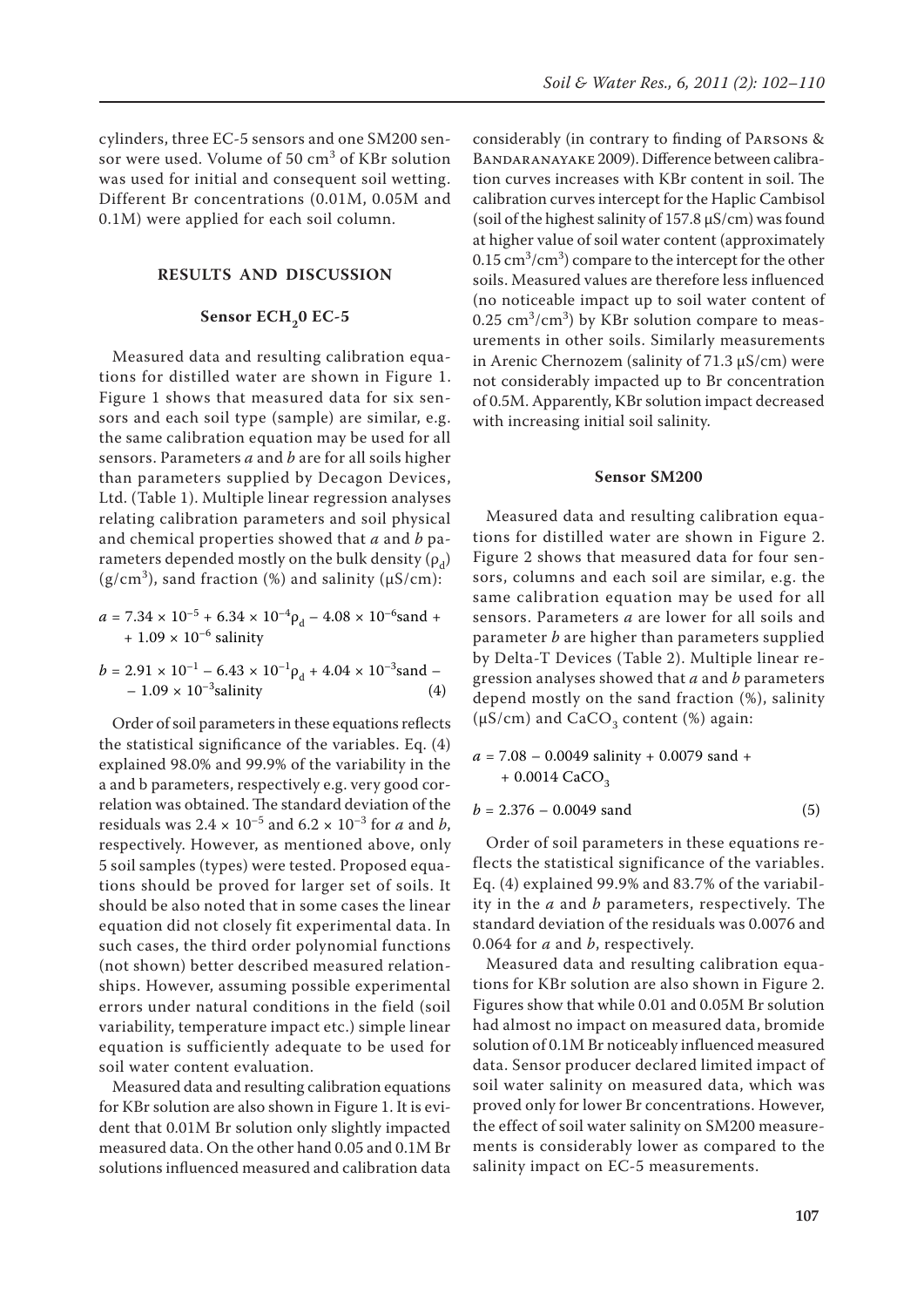cylinders, three EC-5 sensors and one SM200 sensor were used. Volume of 50 $cm^3$ of KBr solution was used for initial and consequent soil wetting. Different Br concentrations (0.01M, 0.05M and 0.1M) were applied for each soil column.

## RESULTS AND DISCUSSION

### Sensor ECH$_2$0 EC-5

Measured data and resulting calibration equations for distilled water are shown in Figure 1. Figure 1 shows that measured data for six sensors and each soil type (sample) are similar, e.g. the same calibration equation may be used for all sensors. Parameters $a$ and $b$ are for all soils higher than parameters supplied by Decagon Devices, Ltd. (Table 1). Multiple linear regression analyses relating calibration parameters and soil physical and chemical properties showed that $a$ and $b$ parameters depended mostly on the bulk density ($\rho_d$) ($g/cm^3$), sand fraction (%) and salinity ($\mu S/cm$):

$$a = 7.34 \times 10^{-5} + 6.34 \times 10^{-4}\rho_d - 4.08 \times 10^{-6}\text{sand} + 1.09 \times 10^{-6}\text{ salinity}$$

$$b = 2.91 \times 10^{-1} - 6.43 \times 10^{-1}\rho_d + 4.04 \times 10^{-3}\text{sand} - 1.09 \times 10^{-3}\text{salinity} \quad (4)$$

Order of soil parameters in these equations reflects the statistical significance of the variables. Eq. (4) explained 98.0% and 99.9% of the variability in the a and b parameters, respectively e.g. very good correlation was obtained. The standard deviation of the residuals was $2.4 \times 10^{-5}$ and $6.2 \times 10^{-3}$ for $a$ and $b$, respectively. However, as mentioned above, only 5 soil samples (types) were tested. Proposed equations should be proved for larger set of soils. It should be also noted that in some cases the linear equation did not closely fit experimental data. In such cases, the third order polynomial functions (not shown) better described measured relationships. However, assuming possible experimental errors under natural conditions in the field (soil variability, temperature impact etc.) simple linear equation is sufficiently adequate to be used for soil water content evaluation.

Measured data and resulting calibration equations for KBr solution are also shown in Figure 1. It is evident that 0.01M Br solution only slightly impacted measured data. On the other hand 0.05 and 0.1M Br solutions influenced measured and calibration data considerably (in contrary to finding of Parsons & Bandaranayake 2009). Difference between calibration curves increases with KBr content in soil. The calibration curves intercept for the Haplic Cambisol (soil of the highest salinity of 157.8 $\mu S/cm$) was found at higher value of soil water content (approximately 0.15 $cm^3/cm^3$) compare to the intercept for the other soils. Measured values are therefore less influenced (no noticeable impact up to soil water content of 0.25 $cm^3/cm^3$) by KBr solution compare to measurements in other soils. Similarly measurements in Arenic Chernozem (salinity of 71.3 $\mu S/cm$) were not considerably impacted up to Br concentration of 0.5M. Apparently, KBr solution impact decreased with increasing initial soil salinity.

### Sensor SM200

Measured data and resulting calibration equations for distilled water are shown in Figure 2. Figure 2 shows that measured data for four sensors, columns and each soil are similar, e.g. the same calibration equation may be used for all sensors. Parameters $a$ are lower for all soils and parameter $b$ are higher than parameters supplied by Delta-T Devices (Table 2). Multiple linear regression analyses showed that $a$ and $b$ parameters depend mostly on the sand fraction (%), salinity ($\mu S/cm$) and $CaCO_3$ content (%) again:

$$a = 7.08 - 0.0049\text{ salinity} + 0.0079\text{ sand} + 0.0014\text{ CaCO}_3$$

$$b = 2.376 - 0.0049\text{ sand} \quad (5)$$

Order of soil parameters in these equations reflects the statistical significance of the variables. Eq. (4) explained 99.9% and 83.7% of the variability in the $a$ and $b$ parameters, respectively. The standard deviation of the residuals was 0.0076 and 0.064 for $a$ and $b$, respectively.

Measured data and resulting calibration equations for KBr solution are also shown in Figure 2. Figures show that while 0.01 and 0.05M Br solution had almost no impact on measured data, bromide solution of 0.1M Br noticeably influenced measured data. Sensor producer declared limited impact of soil water salinity on measured data, which was proved only for lower Br concentrations. However, the effect of soil water salinity on SM200 measurements is considerably lower as compared to the salinity impact on EC-5 measurements.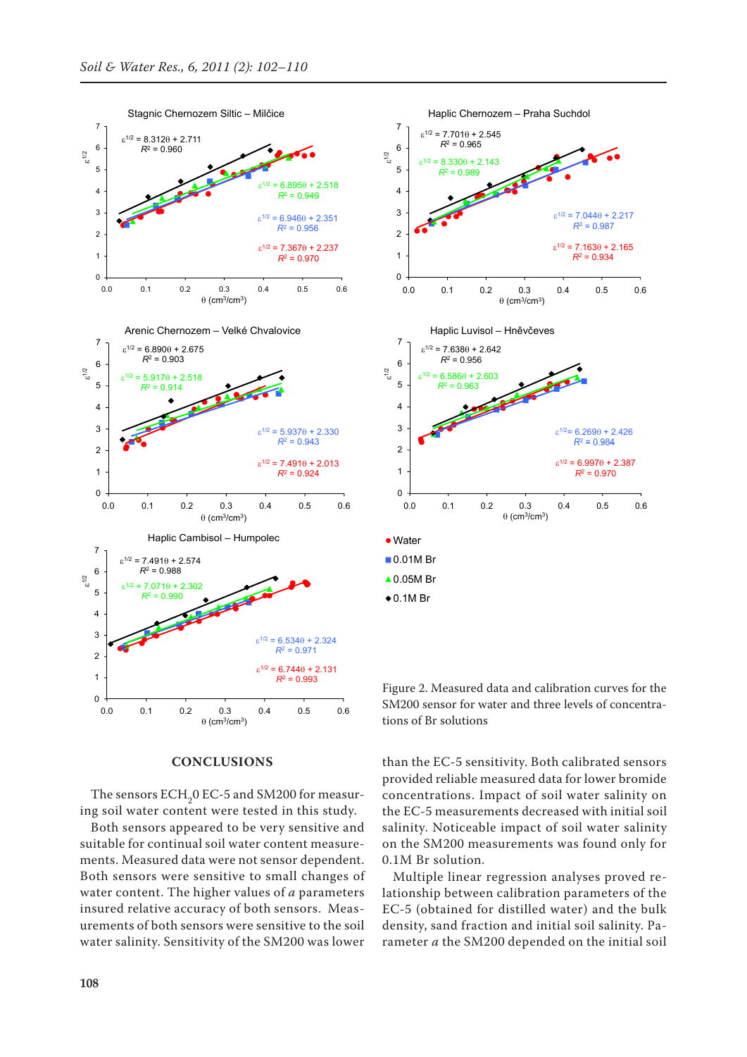Stagnic Chernozem Siltic – Milčice

$\varepsilon^{1/2} = 8.312\theta + 2.711$
$R^2 = 0.960$

$\varepsilon^{1/2} = 6.895\theta + 2.518$
$R^2 = 0.949$

$\varepsilon^{1/2} = 6.946\theta + 2.351$
$R^2 = 0.956$

$\varepsilon^{1/2} = 7.367\theta + 2.237$
$R^2 = 0.970$

Haplic Chernozem – Praha Suchdol

$\varepsilon^{1/2} = 7.701\theta + 2.545$
$R^2 = 0.965$

$\varepsilon^{1/2} = 8.330\theta + 2.143$
$R^2 = 0.989$

$\varepsilon^{1/2} = 7.044\theta + 2.217$
$R^2 = 0.987$

$\varepsilon^{1/2} = 7.163\theta + 2.165$
$R^2 = 0.934$

Arenic Chernozem – Velké Chvalovice

$\varepsilon^{1/2} = 6.890\theta + 2.675$
$R^2 = 0.903$

$\varepsilon^{1/2} = 5.917\theta + 2.518$
$R^2 = 0.914$

$\varepsilon^{1/2} = 5.937\theta + 2.330$
$R^2 = 0.943$

$\varepsilon^{1/2} = 7.491\theta + 2.013$
$R^2 = 0.924$

Haplic Luvisol – Hněvčeves

$\varepsilon^{1/2} = 7.638\theta + 2.642$
$R^2 = 0.956$

$\varepsilon^{1/2} = 6.586\theta + 2.603$
$R^2 = 0.963$

$\varepsilon^{1/2} = 6.269\theta + 2.426$
$R^2 = 0.984$

$\varepsilon^{1/2} = 6.997\theta + 2.387$
$R^2 = 0.970$

Haplic Cambisol – Humpolec

$\varepsilon^{1/2} = 7.491\theta + 2.574$
$R^2 = 0.988$

$\varepsilon^{1/2} = 7.071\theta + 2.302$
$R^2 = 0.990$

$\varepsilon^{1/2} = 6.534\theta + 2.324$
$R^2 = 0.971$

$\varepsilon^{1/2} = 6.744\theta + 2.131$
$R^2 = 0.993$

$\varepsilon^{1/2}$

θ (cm³/cm³)

Water
0.01M Br
0.05M Br
0.1M Br

Figure 2. Measured data and calibration curves for the SM200 sensor for water and three levels of concentrations of Br solutions

## CONCLUSIONS

The sensors ECH$_2$0 EC-5 and SM200 for measuring soil water content were tested in this study.

Both sensors appeared to be very sensitive and suitable for continual soil water content measurements. Measured data were not sensor dependent. Both sensors were sensitive to small changes of water content. The higher values of *a* parameters insured relative accuracy of both sensors. Measurements of both sensors were sensitive to the soil water salinity. Sensitivity of the SM200 was lower than the EC-5 sensitivity. Both calibrated sensors provided reliable measured data for lower bromide concentrations. Impact of soil water salinity on the EC-5 measurements decreased with initial soil salinity. Noticeable impact of soil water salinity on the SM200 measurements was found only for 0.1M Br solution.

Multiple linear regression analyses proved relationship between calibration parameters of the EC-5 (obtained for distilled water) and the bulk density, sand fraction and initial soil salinity. Parameter *a* the SM200 depended on the initial soil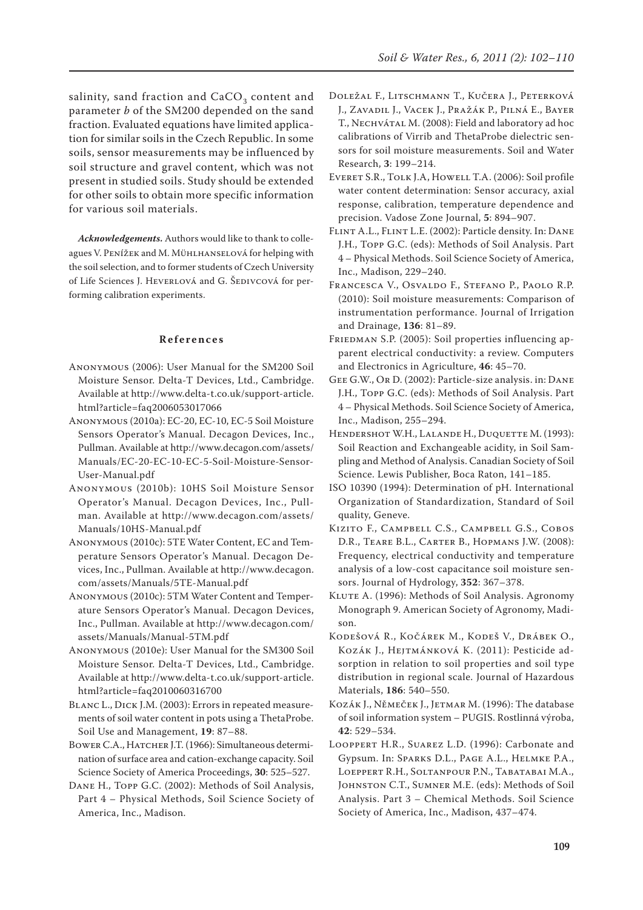salinity, sand fraction and $CaCO_3$ content and parameter *b* of the SM200 depended on the sand fraction. Evaluated equations have limited application for similar soils in the Czech Republic. In some soils, sensor measurements may be influenced by soil structure and gravel content, which was not present in studied soils. Study should be extended for other soils to obtain more specific information for various soil materials.

***Acknowledgements.*** Authors would like to thank to colleagues V. Penížek and M. Mühlhanselová for helping with the soil selection, and to former students of Czech University of Life Sciences J. Heverlová and G. Šedivcová for performing calibration experiments.

## References

Anonymous (2006): User Manual for the SM200 Soil Moisture Sensor. Delta-T Devices, Ltd., Cambridge. Available at http://www.delta-t.co.uk/support-article.html?article=faq2006053017066

Anonymous (2010a): EC-20, EC-10, EC-5 Soil Moisture Sensors Operator's Manual. Decagon Devices, Inc., Pullman. Available at http://www.decagon.com/assets/Manuals/EC-20-EC-10-EC-5-Soil-Moisture-Sensor-User-Manual.pdf

Anonymous (2010b): 10HS Soil Moisture Sensor Operator's Manual. Decagon Devices, Inc., Pullman. Available at http://www.decagon.com/assets/Manuals/10HS-Manual.pdf

Anonymous (2010c): 5TE Water Content, EC and Temperature Sensors Operator's Manual. Decagon Devices, Inc., Pullman. Available at http://www.decagon.com/assets/Manuals/5TE-Manual.pdf

Anonymous (2010c): 5TM Water Content and Temperature Sensors Operator's Manual. Decagon Devices, Inc., Pullman. Available at http://www.decagon.com/assets/Manuals/Manual-5TM.pdf

Anonymous (2010e): User Manual for the SM300 Soil Moisture Sensor. Delta-T Devices, Ltd., Cambridge. Available at http://www.delta-t.co.uk/support-article.html?article=faq2010060316700

Blanc L., Dick J.M. (2003): Errors in repeated measurements of soil water content in pots using a ThetaProbe. Soil Use and Management, **19**: 87–88.

Bower C.A., Hatcher J.T. (1966): Simultaneous determination of surface area and cation-exchange capacity. Soil Science Society of America Proceedings, **30**: 525–527.

Dane H., Topp G.C. (2002): Methods of Soil Analysis, Part 4 – Physical Methods, Soil Science Society of America, Inc., Madison.

Doležal F., Litschmann T., Kučera J., Peterková J., Zavadil J., Vacek J., Pražák P., Pilná E., Bayer T., Nechvátal M. (2008): Field and laboratory ad hoc calibrations of Virrib and ThetaProbe dielectric sensors for soil moisture measurements. Soil and Water Research, **3**: 199–214.

Everet S.R., Tolk J.A, Howell T.A. (2006): Soil profile water content determination: Sensor accuracy, axial response, calibration, temperature dependence and precision. Vadose Zone Journal, **5**: 894–907.

Flint A.L., Flint L.E. (2002): Particle density. In: Dane J.H., Topp G.C. (eds): Methods of Soil Analysis. Part 4 – Physical Methods. Soil Science Society of America, Inc., Madison, 229–240.

Francesca V., Osvaldo F., Stefano P., Paolo R.P. (2010): Soil moisture measurements: Comparison of instrumentation performance. Journal of Irrigation and Drainage, **136**: 81–89.

Friedman S.P. (2005): Soil properties influencing apparent electrical conductivity: a review. Computers and Electronics in Agriculture, **46**: 45–70.

Gee G.W., Or D. (2002): Particle-size analysis. in: Dane J.H., Topp G.C. (eds): Methods of Soil Analysis. Part 4 – Physical Methods. Soil Science Society of America, Inc., Madison, 255–294.

Hendershot W.H., Lalande H., Duquette M. (1993): Soil Reaction and Exchangeable acidity, in Soil Sampling and Method of Analysis. Canadian Society of Soil Science. Lewis Publisher, Boca Raton, 141–185.

ISO 10390 (1994): Determination of pH. International Organization of Standardization, Standard of Soil quality, Geneve.

Kizito F., Campbell C.S., Campbell G.S., Cobos D.R., Teare B.L., Carter B., Hopmans J.W. (2008): Frequency, electrical conductivity and temperature analysis of a low-cost capacitance soil moisture sensors. Journal of Hydrology, **352**: 367–378.

Klute A. (1996): Methods of Soil Analysis. Agronomy Monograph 9. American Society of Agronomy, Madison.

Kodešová R., Kočárek M., Kodeš V., Drábek O., Kozák J., Hejtmánková K. (2011): Pesticide adsorption in relation to soil properties and soil type distribution in regional scale. Journal of Hazardous Materials, **186**: 540–550.

Kozák J., Němeček J., Jetmar M. (1996): The database of soil information system – PUGIS. Rostlinná výroba, **42**: 529–534.

Looppert H.R., Suarez L.D. (1996): Carbonate and Gypsum. In: Sparks D.L., Page A.L., Helmke P.A., Loeppert R.H., Soltanpour P.N., Tabatabai M.A., Johnston C.T., Sumner M.E. (eds): Methods of Soil Analysis. Part 3 – Chemical Methods. Soil Science Society of America, Inc., Madison, 437–474.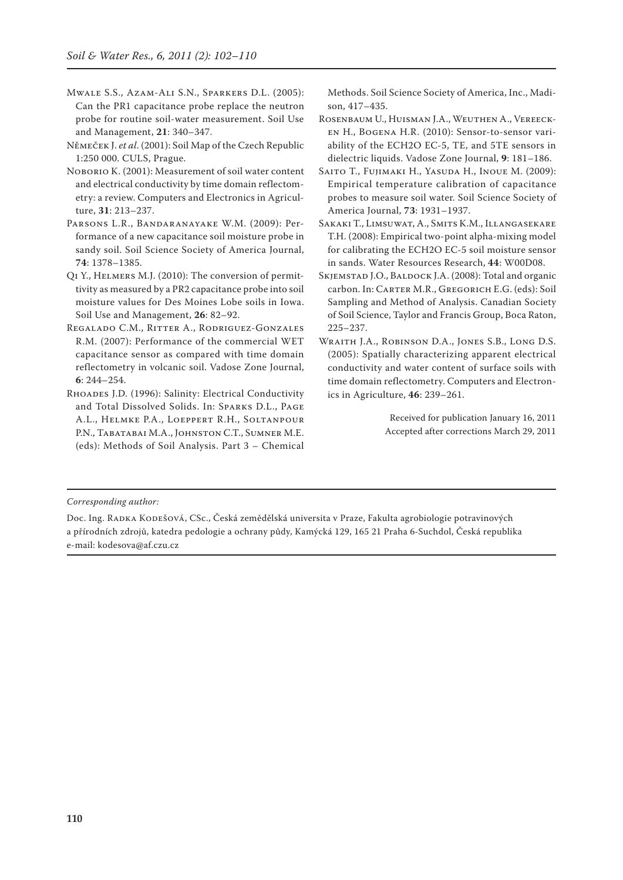Mwale S.S., Azam-Ali S.N., Sparkers D.L. (2005): Can the PR1 capacitance probe replace the neutron probe for routine soil-water measurement. Soil Use and Management, **21**: 340–347.

Němeček J. *et al*. (2001): Soil Map of the Czech Republic 1:250 000. CULS, Prague.

Noborio K. (2001): Measurement of soil water content and electrical conductivity by time domain reflectometry: a review. Computers and Electronics in Agriculture, **31**: 213–237.

Parsons L.R., Bandaranayake W.M. (2009): Performance of a new capacitance soil moisture probe in sandy soil. Soil Science Society of America Journal, **74**: 1378–1385.

Qi Y., Helmers M.J. (2010): The conversion of permittivity as measured by a PR2 capacitance probe into soil moisture values for Des Moines Lobe soils in Iowa. Soil Use and Management, **26**: 82–92.

Regalado C.M., Ritter A., Rodriguez-Gonzales R.M. (2007): Performance of the commercial WET capacitance sensor as compared with time domain reflectometry in volcanic soil. Vadose Zone Journal, **6**: 244–254.

Rhoades J.D. (1996): Salinity: Electrical Conductivity and Total Dissolved Solids. In: Sparks D.L., Page A.L., Helmke P.A., Loeppert R.H., Soltanpour P.N., Tabatabai M.A., Johnston C.T., Sumner M.E. (eds): Methods of Soil Analysis. Part 3 – Chemical Methods. Soil Science Society of America, Inc., Madison, 417–435.

Rosenbaum U., Huisman J.A., Weuthen A., Vereecken H., Bogena H.R. (2010): Sensor-to-sensor variability of the ECH2O EC-5, TE, and 5TE sensors in dielectric liquids. Vadose Zone Journal, **9**: 181–186.

Saito T., Fujimaki H., Yasuda H., Inoue M. (2009): Empirical temperature calibration of capacitance probes to measure soil water. Soil Science Society of America Journal, **73**: 1931–1937.

Sakaki T., Limsuwat, A., Smits K.M., Illangasekare T.H. (2008): Empirical two-point alpha-mixing model for calibrating the ECH2O EC-5 soil moisture sensor in sands. Water Resources Research, **44**: W00D08.

Skjemstad J.O., Baldock J.A. (2008): Total and organic carbon. In: Carter M.R., Gregorich E.G. (eds): Soil Sampling and Method of Analysis. Canadian Society of Soil Science, Taylor and Francis Group, Boca Raton, 225–237.

Wraith J.A., Robinson D.A., Jones S.B., Long D.S. (2005): Spatially characterizing apparent electrical conductivity and water content of surface soils with time domain reflectometry. Computers and Electronics in Agriculture, **46**: 239–261.

Received for publication January 16, 2011
Accepted after corrections March 29, 2011

*Corresponding author:*

Doc. Ing. Radka Kodešová, CSc., Česká zemědělská universita v Praze, Fakulta agrobiologie potravinových a přírodních zdrojů, katedra pedologie a ochrany půdy, Kamýcká 129, 165 21 Praha 6-Suchdol, Česká republika
e-mail: kodesova@af.czu.cz